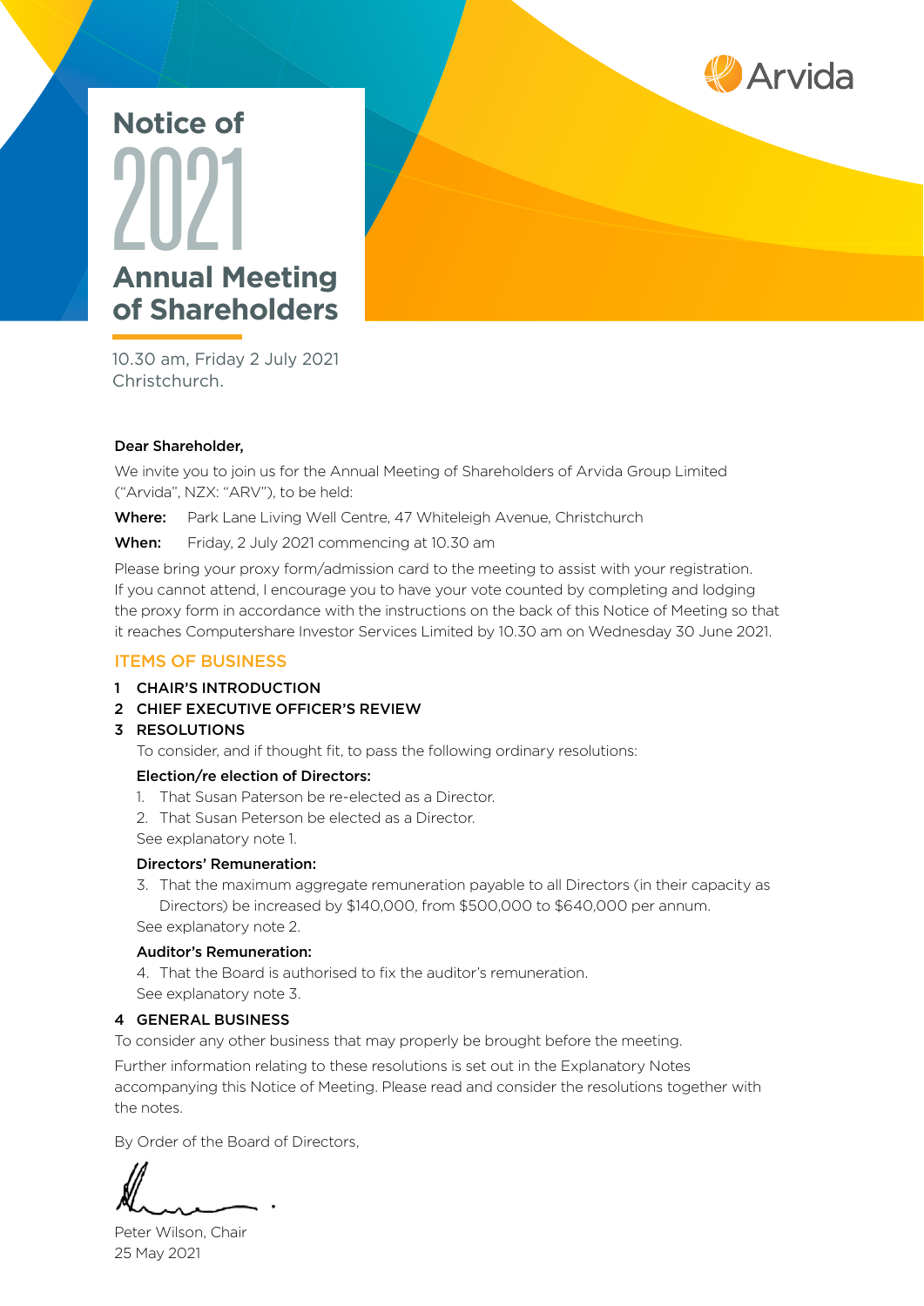Arvida

# Notice of 2021 Annual Meeting of Shareholders

10.30 am, Friday 2 July 2021
Christchurch.

**Dear Shareholder,**

We invite you to join us for the Annual Meeting of Shareholders of Arvida Group Limited ("Arvida", NZX: "ARV"), to be held:

**Where:** Park Lane Living Well Centre, 47 Whiteleigh Avenue, Christchurch

**When:** Friday, 2 July 2021 commencing at 10.30 am

Please bring your proxy form/admission card to the meeting to assist with your registration. If you cannot attend, I encourage you to have your vote counted by completing and lodging the proxy form in accordance with the instructions on the back of this Notice of Meeting so that it reaches Computershare Investor Services Limited by 10.30 am on Wednesday 30 June 2021.

## ITEMS OF BUSINESS

**1 CHAIR'S INTRODUCTION**

**2 CHIEF EXECUTIVE OFFICER'S REVIEW**

**3 RESOLUTIONS**

To consider, and if thought fit, to pass the following ordinary resolutions:

**Election/re election of Directors:**

1. That Susan Paterson be re-elected as a Director.
2. That Susan Peterson be elected as a Director.

See explanatory note 1.

**Directors' Remuneration:**

3. That the maximum aggregate remuneration payable to all Directors (in their capacity as Directors) be increased by $140,000, from $500,000 to $640,000 per annum.

See explanatory note 2.

**Auditor's Remuneration:**

4. That the Board is authorised to fix the auditor's remuneration.

See explanatory note 3.

**4 GENERAL BUSINESS**

To consider any other business that may properly be brought before the meeting.

Further information relating to these resolutions is set out in the Explanatory Notes accompanying this Notice of Meeting. Please read and consider the resolutions together with the notes.

By Order of the Board of Directors,

Peter Wilson, Chair
25 May 2021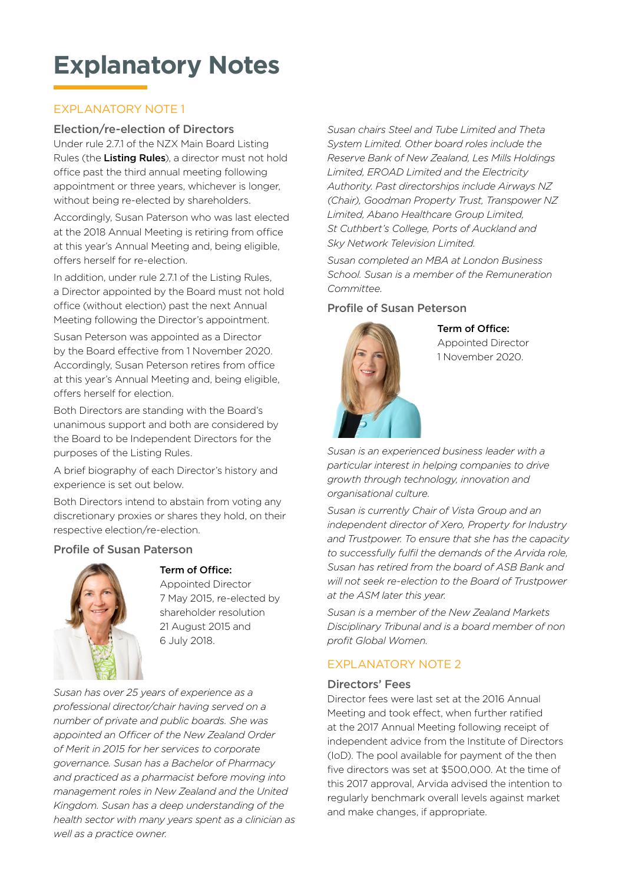# Explanatory Notes

## EXPLANATORY NOTE 1

### Election/re-election of Directors

Under rule 2.7.1 of the NZX Main Board Listing Rules (the **Listing Rules**), a director must not hold office past the third annual meeting following appointment or three years, whichever is longer, without being re-elected by shareholders.

Accordingly, Susan Paterson who was last elected at the 2018 Annual Meeting is retiring from office at this year's Annual Meeting and, being eligible, offers herself for re-election.

In addition, under rule 2.7.1 of the Listing Rules, a Director appointed by the Board must not hold office (without election) past the next Annual Meeting following the Director's appointment.

Susan Peterson was appointed as a Director by the Board effective from 1 November 2020. Accordingly, Susan Peterson retires from office at this year's Annual Meeting and, being eligible, offers herself for election.

Both Directors are standing with the Board's unanimous support and both are considered by the Board to be Independent Directors for the purposes of the Listing Rules.

A brief biography of each Director's history and experience is set out below.

Both Directors intend to abstain from voting any discretionary proxies or shares they hold, on their respective election/re-election.

### Profile of Susan Paterson

**Term of Office:**
Appointed Director 7 May 2015, re-elected by shareholder resolution 21 August 2015 and 6 July 2018.

*Susan has over 25 years of experience as a professional director/chair having served on a number of private and public boards. She was appointed an Officer of the New Zealand Order of Merit in 2015 for her services to corporate governance. Susan has a Bachelor of Pharmacy and practiced as a pharmacist before moving into management roles in New Zealand and the United Kingdom. Susan has a deep understanding of the health sector with many years spent as a clinician as well as a practice owner.*

*Susan chairs Steel and Tube Limited and Theta System Limited. Other board roles include the Reserve Bank of New Zealand, Les Mills Holdings Limited, EROAD Limited and the Electricity Authority. Past directorships include Airways NZ (Chair), Goodman Property Trust, Transpower NZ Limited, Abano Healthcare Group Limited, St Cuthbert's College, Ports of Auckland and Sky Network Television Limited.*

*Susan completed an MBA at London Business School. Susan is a member of the Remuneration Committee.*

### Profile of Susan Peterson

**Term of Office:**
Appointed Director 1 November 2020.

*Susan is an experienced business leader with a particular interest in helping companies to drive growth through technology, innovation and organisational culture.*

*Susan is currently Chair of Vista Group and an independent director of Xero, Property for Industry and Trustpower. To ensure that she has the capacity to successfully fulfil the demands of the Arvida role, Susan has retired from the board of ASB Bank and will not seek re-election to the Board of Trustpower at the ASM later this year.*

*Susan is a member of the New Zealand Markets Disciplinary Tribunal and is a board member of non profit Global Women.*

## EXPLANATORY NOTE 2

### Directors' Fees

Director fees were last set at the 2016 Annual Meeting and took effect, when further ratified at the 2017 Annual Meeting following receipt of independent advice from the Institute of Directors (IoD). The pool available for payment of the then five directors was set at $500,000. At the time of this 2017 approval, Arvida advised the intention to regularly benchmark overall levels against market and make changes, if appropriate.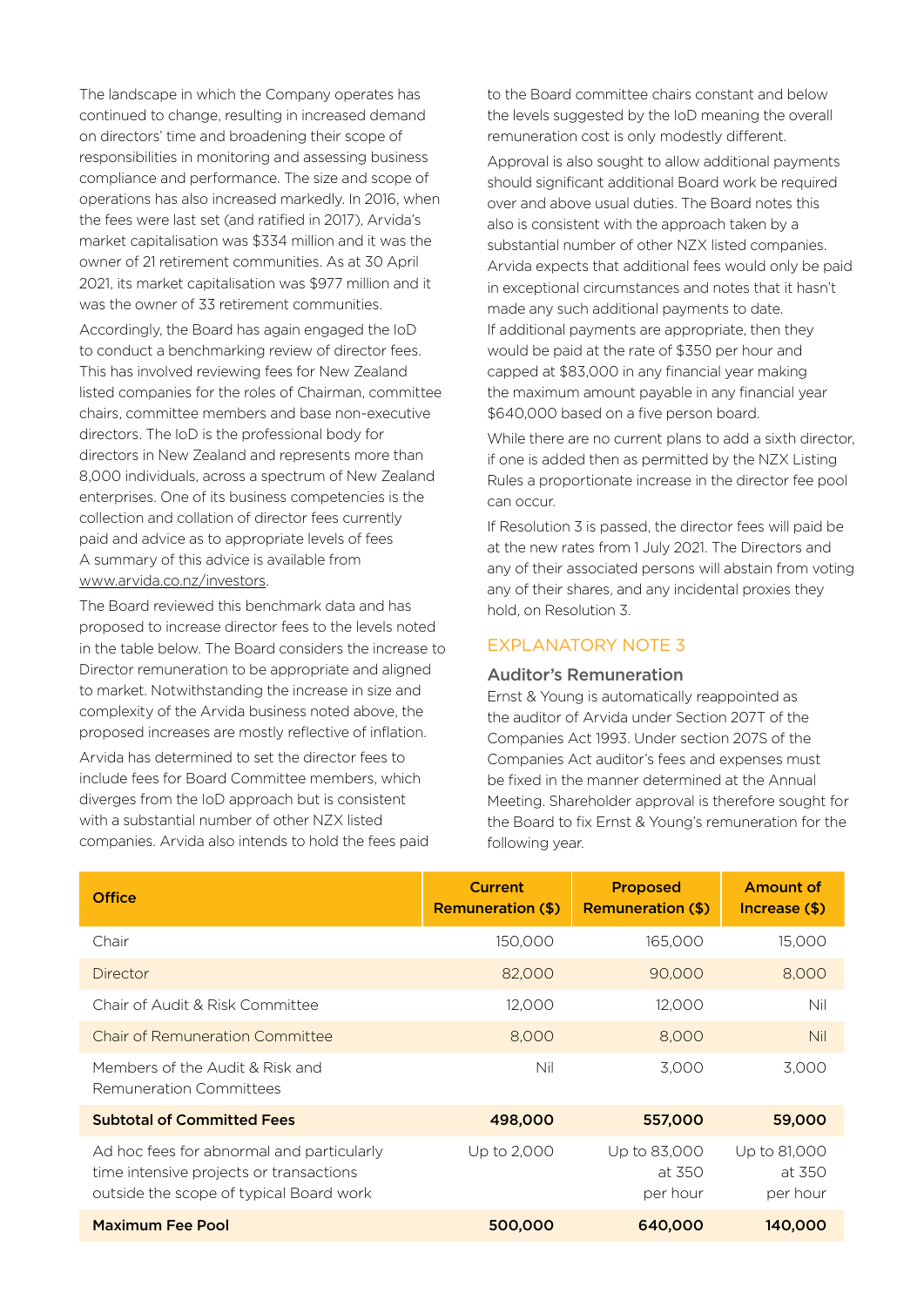The landscape in which the Company operates has continued to change, resulting in increased demand on directors' time and broadening their scope of responsibilities in monitoring and assessing business compliance and performance. The size and scope of operations has also increased markedly. In 2016, when the fees were last set (and ratified in 2017), Arvida's market capitalisation was $334 million and it was the owner of 21 retirement communities. As at 30 April 2021, its market capitalisation was $977 million and it was the owner of 33 retirement communities.

Accordingly, the Board has again engaged the IoD to conduct a benchmarking review of director fees. This has involved reviewing fees for New Zealand listed companies for the roles of Chairman, committee chairs, committee members and base non-executive directors. The IoD is the professional body for directors in New Zealand and represents more than 8,000 individuals, across a spectrum of New Zealand enterprises. One of its business competencies is the collection and collation of director fees currently paid and advice as to appropriate levels of fees A summary of this advice is available from www.arvida.co.nz/investors.

The Board reviewed this benchmark data and has proposed to increase director fees to the levels noted in the table below. The Board considers the increase to Director remuneration to be appropriate and aligned to market. Notwithstanding the increase in size and complexity of the Arvida business noted above, the proposed increases are mostly reflective of inflation.

Arvida has determined to set the director fees to include fees for Board Committee members, which diverges from the IoD approach but is consistent with a substantial number of other NZX listed companies. Arvida also intends to hold the fees paid to the Board committee chairs constant and below the levels suggested by the IoD meaning the overall remuneration cost is only modestly different.

Approval is also sought to allow additional payments should significant additional Board work be required over and above usual duties. The Board notes this also is consistent with the approach taken by a substantial number of other NZX listed companies. Arvida expects that additional fees would only be paid in exceptional circumstances and notes that it hasn't made any such additional payments to date. If additional payments are appropriate, then they would be paid at the rate of $350 per hour and capped at $83,000 in any financial year making the maximum amount payable in any financial year $640,000 based on a five person board.

While there are no current plans to add a sixth director, if one is added then as permitted by the NZX Listing Rules a proportionate increase in the director fee pool can occur.

If Resolution 3 is passed, the director fees will paid be at the new rates from 1 July 2021. The Directors and any of their associated persons will abstain from voting any of their shares, and any incidental proxies they hold, on Resolution 3.

## EXPLANATORY NOTE 3

### Auditor's Remuneration

Ernst & Young is automatically reappointed as the auditor of Arvida under Section 207T of the Companies Act 1993. Under section 207S of the Companies Act auditor's fees and expenses must be fixed in the manner determined at the Annual Meeting. Shareholder approval is therefore sought for the Board to fix Ernst & Young's remuneration for the following year.

| Office | Current Remuneration ($) | Proposed Remuneration ($) | Amount of Increase ($) |
|---|---|---|---|
| Chair | 150,000 | 165,000 | 15,000 |
| Director | 82,000 | 90,000 | 8,000 |
| Chair of Audit & Risk Committee | 12,000 | 12,000 | Nil |
| Chair of Remuneration Committee | 8,000 | 8,000 | Nil |
| Members of the Audit & Risk and Remuneration Committees | Nil | 3,000 | 3,000 |
| **Subtotal of Committed Fees** | **498,000** | **557,000** | **59,000** |
| Ad hoc fees for abnormal and particularly time intensive projects or transactions outside the scope of typical Board work | Up to 2,000 | Up to 83,000 at 350 per hour | Up to 81,000 at 350 per hour |
| **Maximum Fee Pool** | **500,000** | **640,000** | **140,000** |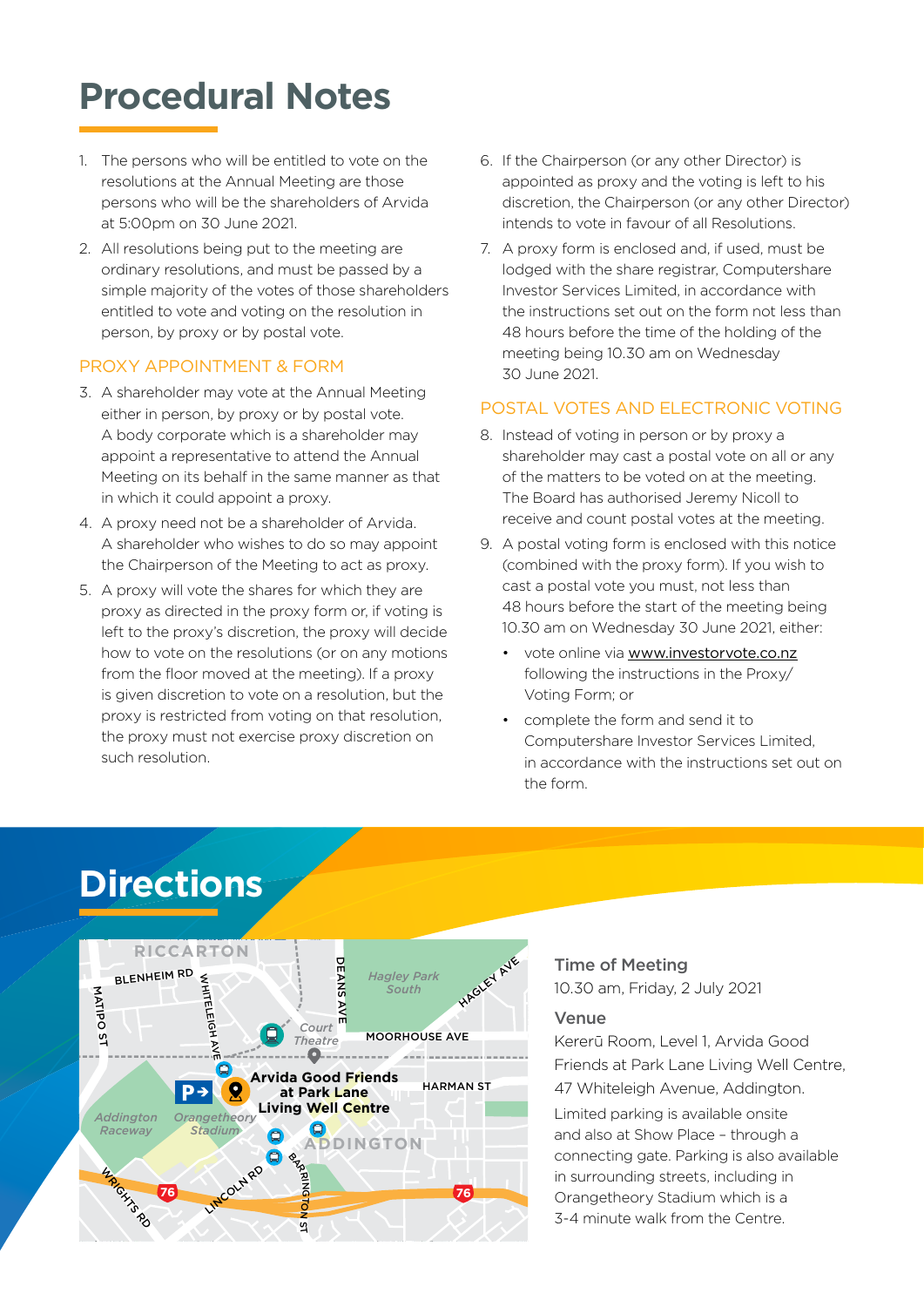# Procedural Notes

1. The persons who will be entitled to vote on the resolutions at the Annual Meeting are those persons who will be the shareholders of Arvida at 5:00pm on 30 June 2021.
2. All resolutions being put to the meeting are ordinary resolutions, and must be passed by a simple majority of the votes of those shareholders entitled to vote and voting on the resolution in person, by proxy or by postal vote.

## PROXY APPOINTMENT & FORM

3. A shareholder may vote at the Annual Meeting either in person, by proxy or by postal vote. A body corporate which is a shareholder may appoint a representative to attend the Annual Meeting on its behalf in the same manner as that in which it could appoint a proxy.
4. A proxy need not be a shareholder of Arvida. A shareholder who wishes to do so may appoint the Chairperson of the Meeting to act as proxy.
5. A proxy will vote the shares for which they are proxy as directed in the proxy form or, if voting is left to the proxy's discretion, the proxy will decide how to vote on the resolutions (or on any motions from the floor moved at the meeting). If a proxy is given discretion to vote on a resolution, but the proxy is restricted from voting on that resolution, the proxy must not exercise proxy discretion on such resolution.
6. If the Chairperson (or any other Director) is appointed as proxy and the voting is left to his discretion, the Chairperson (or any other Director) intends to vote in favour of all Resolutions.
7. A proxy form is enclosed and, if used, must be lodged with the share registrar, Computershare Investor Services Limited, in accordance with the instructions set out on the form not less than 48 hours before the time of the holding of the meeting being 10.30 am on Wednesday 30 June 2021.

## POSTAL VOTES AND ELECTRONIC VOTING

8. Instead of voting in person or by proxy a shareholder may cast a postal vote on all or any of the matters to be voted on at the meeting. The Board has authorised Jeremy Nicoll to receive and count postal votes at the meeting.
9. A postal voting form is enclosed with this notice (combined with the proxy form). If you wish to cast a postal vote you must, not less than 48 hours before the start of the meeting being 10.30 am on Wednesday 30 June 2021, either:
   - vote online via www.investorvote.co.nz following the instructions in the Proxy/Voting Form; or
   - complete the form and send it to Computershare Investor Services Limited, in accordance with the instructions set out on the form.

# Directions

RICCARTON
BLENHEIM RD
MATIPO ST
WHITELEIGH AVE
DEANS AVE
Hagley Park South
HAGLEY AVE
Court Theatre
MOORHOUSE AVE
Arvida Good Friends at Park Lane Living Well Centre
HARMAN ST
Addington Raceway
Orangetheory Stadium
ADDINGTON
WRIGHTS RD
76
LINCOLN RD
BARRINGTON ST
76

### Time of Meeting

10.30 am, Friday, 2 July 2021

### Venue

Kererū Room, Level 1, Arvida Good Friends at Park Lane Living Well Centre, 47 Whiteleigh Avenue, Addington.

Limited parking is available onsite and also at Show Place – through a connecting gate. Parking is also available in surrounding streets, including in Orangetheory Stadium which is a 3-4 minute walk from the Centre.